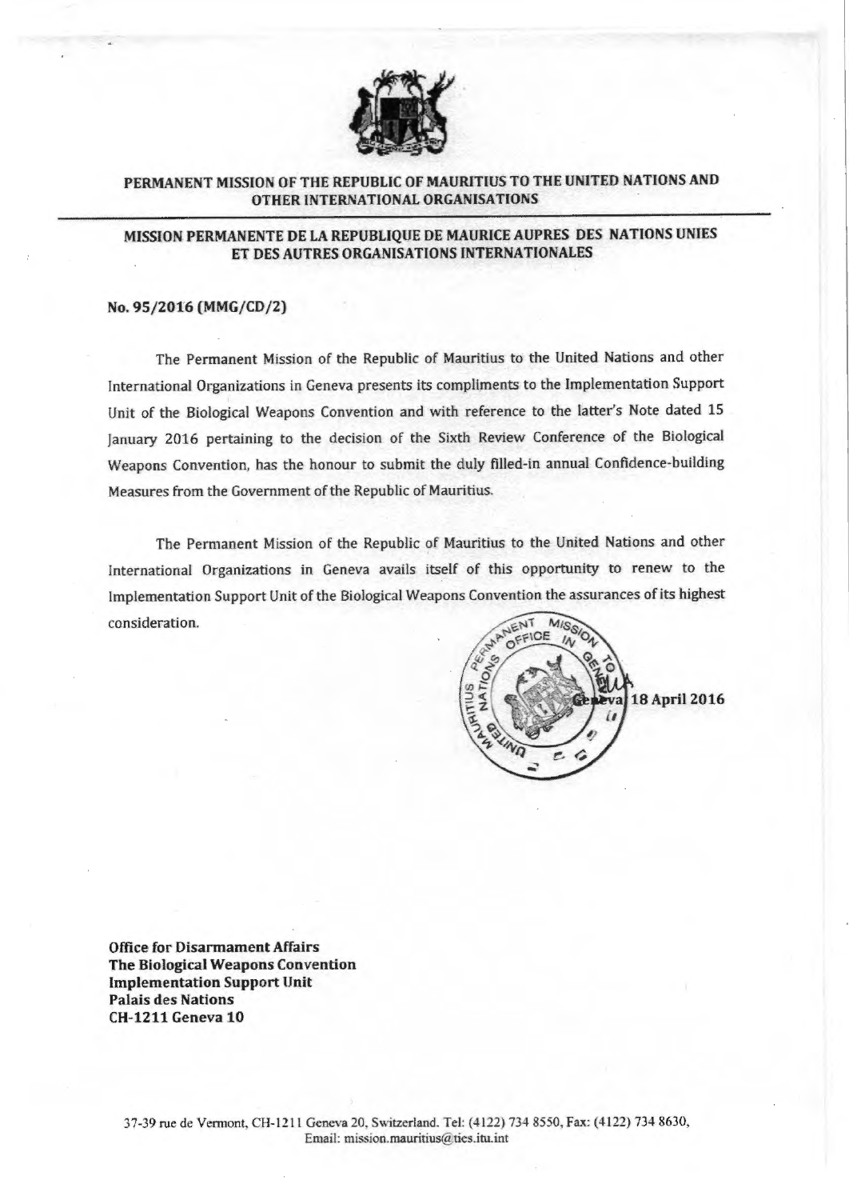**PERMANENT MISSION OF THE REPUBLIC OF MAURITIUS TO THE UNITED NATIONS AND OTHER INTERNATIONAL ORGANISATIONS**

**MISSION PERMANENTE DE LA REPUBLIQUE DE MAURICE AUPRES DES NATIONS UNIES ET DES AUTRES ORGANISATIONS INTERNATIONALES**

**No. 95/2016 (MMG/CD/2)**

The Permanent Mission of the Republic of Mauritius to the United Nations and other International Organizations in Geneva presents its compliments to the Implementation Support Unit of the Biological Weapons Convention and with reference to the latter's Note dated 15 January 2016 pertaining to the decision of the Sixth Review Conference of the Biological Weapons Convention, has the honour to submit the duly filled-in annual Confidence-building Measures from the Government of the Republic of Mauritius.

The Permanent Mission of the Republic of Mauritius to the United Nations and other International Organizations in Geneva avails itself of this opportunity to renew to the Implementation Support Unit of the Biological Weapons Convention the assurances of its highest consideration.

**Geneva, 18 April 2016**

**Office for Disarmament Affairs**
**The Biological Weapons Convention**
**Implementation Support Unit**
**Palais des Nations**
**CH-1211 Geneva 10**

37-39 rue de Vermont, CH-1211 Geneva 20, Switzerland. Tel: (4122) 734 8550, Fax: (4122) 734 8630, Email: mission.mauritius@ties.itu.int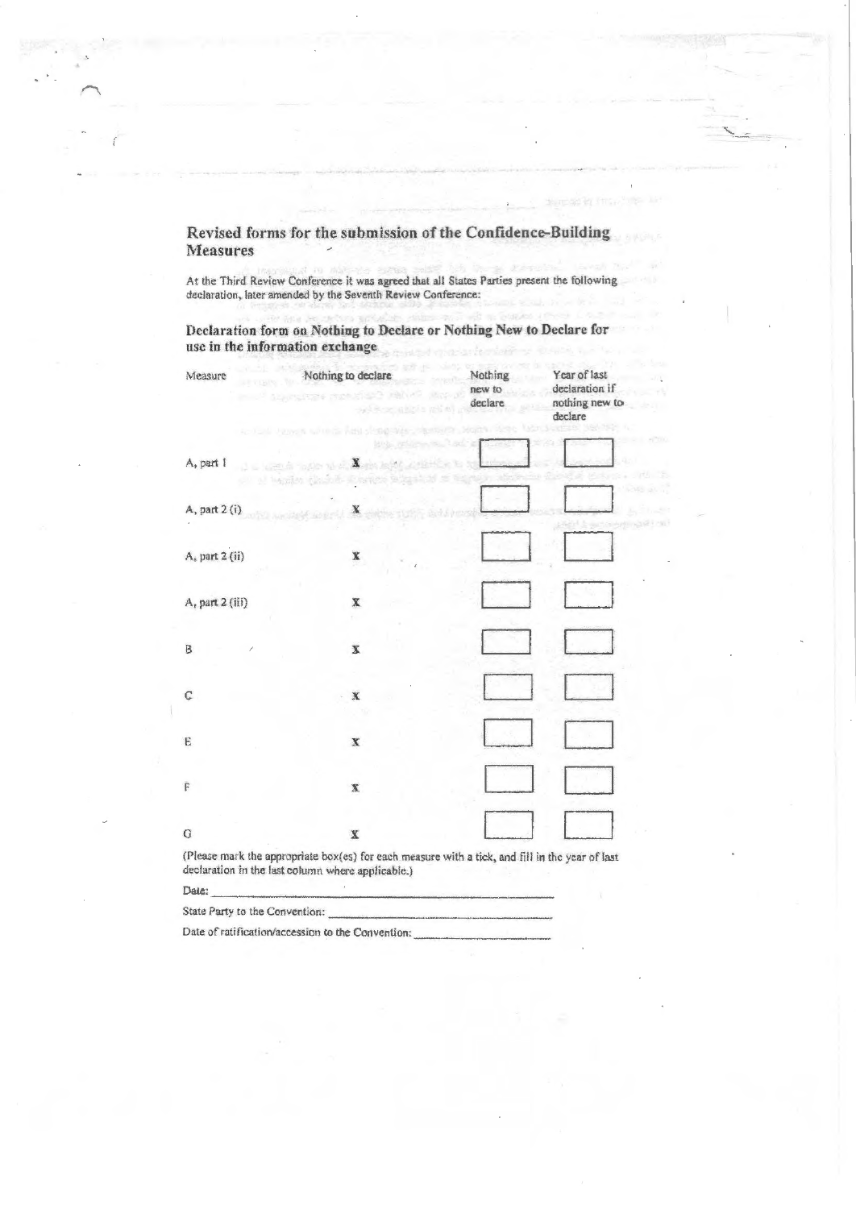## Revised forms for the submission of the Confidence-Building Measures

At the Third Review Conference it was agreed that all States Parties present the following declaration, later amended by the Seventh Review Conference:

### Declaration form on Nothing to Declare or Nothing New to Declare for use in the information exchange

| Measure | Nothing to declare | Nothing new to declare | Year of last declaration if nothing new to declare |
|---|---|---|---|
| A, part 1 | X | | |
| A, part 2 (i) | X | | |
| A, part 2 (ii) | X | | |
| A, part 2 (iii) | X | | |
| B | X | | |
| C | X | | |
| E | X | | |
| F | X | | |
| G | X | | |

(Please mark the appropriate box(es) for each measure with a tick, and fill in the year of last declaration in the last column where applicable.)

Date: \_\_\_\_\_\_\_\_\_\_\_\_\_\_\_\_\_\_\_\_\_\_\_\_\_\_\_\_\_\_\_\_\_\_\_\_\_\_\_\_

State Party to the Convention: \_\_\_\_\_\_\_\_\_\_\_\_\_\_\_\_\_\_\_\_\_\_\_\_\_\_\_\_\_\_

Date of ratification/accession to the Convention: \_\_\_\_\_\_\_\_\_\_\_\_\_\_\_\_\_\_\_\_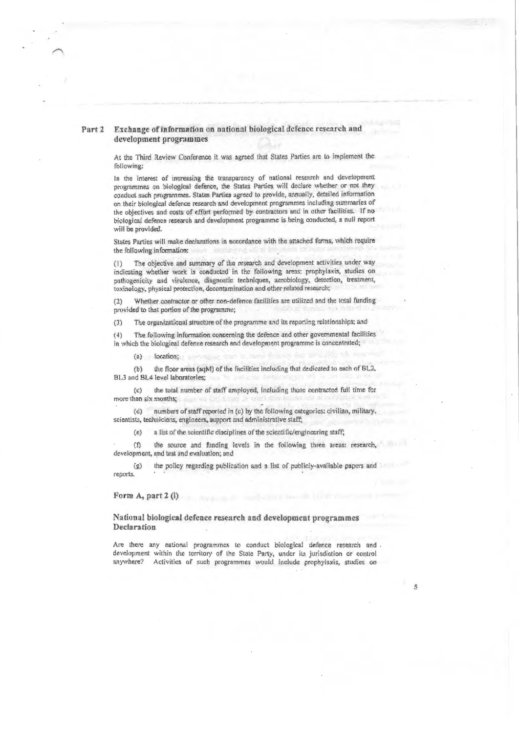## Part 2 Exchange of information on national biological defence research and development programmes

At the Third Review Conference it was agreed that States Parties are to implement the following:

In the interest of increasing the transparency of national research and development programmes on biological defence, the States Parties will declare whether or not they conduct such programmes. States Parties agreed to provide, annually, detailed information on their biological defence research and development programmes including summaries of the objectives and costs of effort performed by contractors and in other facilities. If no biological defence research and development programme is being conducted, a null report will be provided.

States Parties will make declarations in accordance with the attached forms, which require the following information:

(1) The objective and summary of the research and development activities under way indicating whether work is conducted in the following areas: prophylaxis, studies on pathogenicity and virulence, diagnostic techniques, aerobiology, detection, treatment, toxinology, physical protection, decontamination and other related research;

(2) Whether contractor or other non-defence facilities are utilized and the total funding provided to that portion of the programme;

(3) The organizational structure of the programme and its reporting relationships; and

(4) The following information concerning the defence and other governmental facilities in which the biological defence research and development programme is concentrated;

(a) location;

(b) the floor areas (sqM) of the facilities including that dedicated to each of BL2, BL3 and BL4 level laboratories;

(c) the total number of staff employed, including those contracted full time for more than six months;

(d) numbers of staff reported in (c) by the following categories: civilian, military, scientists, technicians, engineers, support and administrative staff;

(e) a list of the scientific disciplines of the scientific/engineering staff;

(f) the source and funding levels in the following three areas: research, development, and test and evaluation; and

(g) the policy regarding publication and a list of publicly-available papers and reports.

### Form A, part 2 (i)

### National biological defence research and development programmes Declaration

Are there any national programmes to conduct biological defence research and development within the territory of the State Party, under its jurisdiction or control anywhere? Activities of such programmes would include prophylaxis, studies on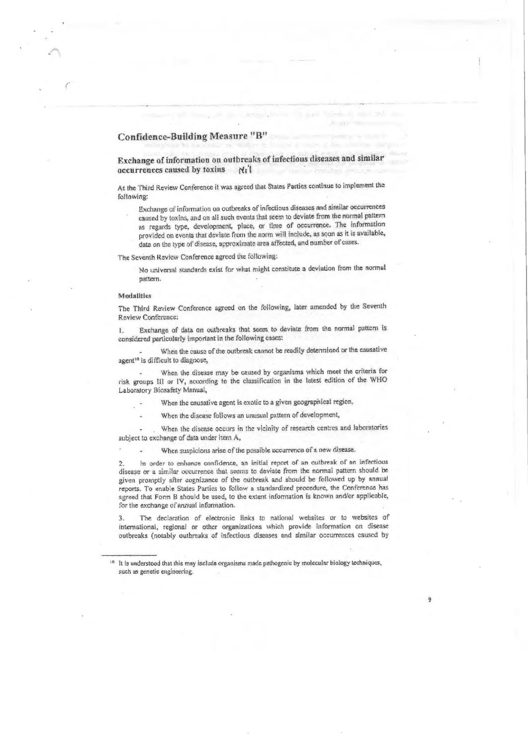## Confidence-Building Measure "B"

### Exchange of information on outbreaks of infectious diseases and similar occurrences caused by toxins

At the Third Review Conference it was agreed that States Parties continue to implement the following:

> Exchange of information on outbreaks of infectious diseases and similar occurrences caused by toxins, and on all such events that seem to deviate from the normal pattern as regards type, development, place, or time of occurrence. The information provided on events that deviate from the norm will include, as soon as it is available, data on the type of disease, approximate area affected, and number of cases.

The Seventh Review Conference agreed the following:

> No universal standards exist for what might constitute a deviation from the normal pattern.

#### Modalities

The Third Review Conference agreed on the following, later amended by the Seventh Review Conference:

1. Exchange of data on outbreaks that seem to deviate from the normal pattern is considered particularly important in the following cases:

   - When the cause of the outbreak cannot be readily determined or the causative agent[10] is difficult to diagnose,
   - When the disease may be caused by organisms which meet the criteria for risk groups III or IV, according to the classification in the latest edition of the WHO Laboratory Biosafety Manual,
   - When the causative agent is exotic to a given geographical region,
   - When the disease follows an unusual pattern of development,
   - When the disease occurs in the vicinity of research centres and laboratories subject to exchange of data under item A,
   - When suspicions arise of the possible occurrence of a new disease.

2. In order to enhance confidence, an initial report of an outbreak of an infectious disease or a similar occurrence that seems to deviate from the normal pattern should be given promptly after cognizance of the outbreak and should be followed up by annual reports. To enable States Parties to follow a standardized procedure, the Conference has agreed that Form B should be used, to the extent information is known and/or applicable, for the exchange of annual information.

3. The declaration of electronic links to national websites or to websites of international, regional or other organizations which provide information on disease outbreaks (notably outbreaks of infectious diseases and similar occurrences caused by

---

[10] It is understood that this may include organisms made pathogenic by molecular biology techniques, such as genetic engineering.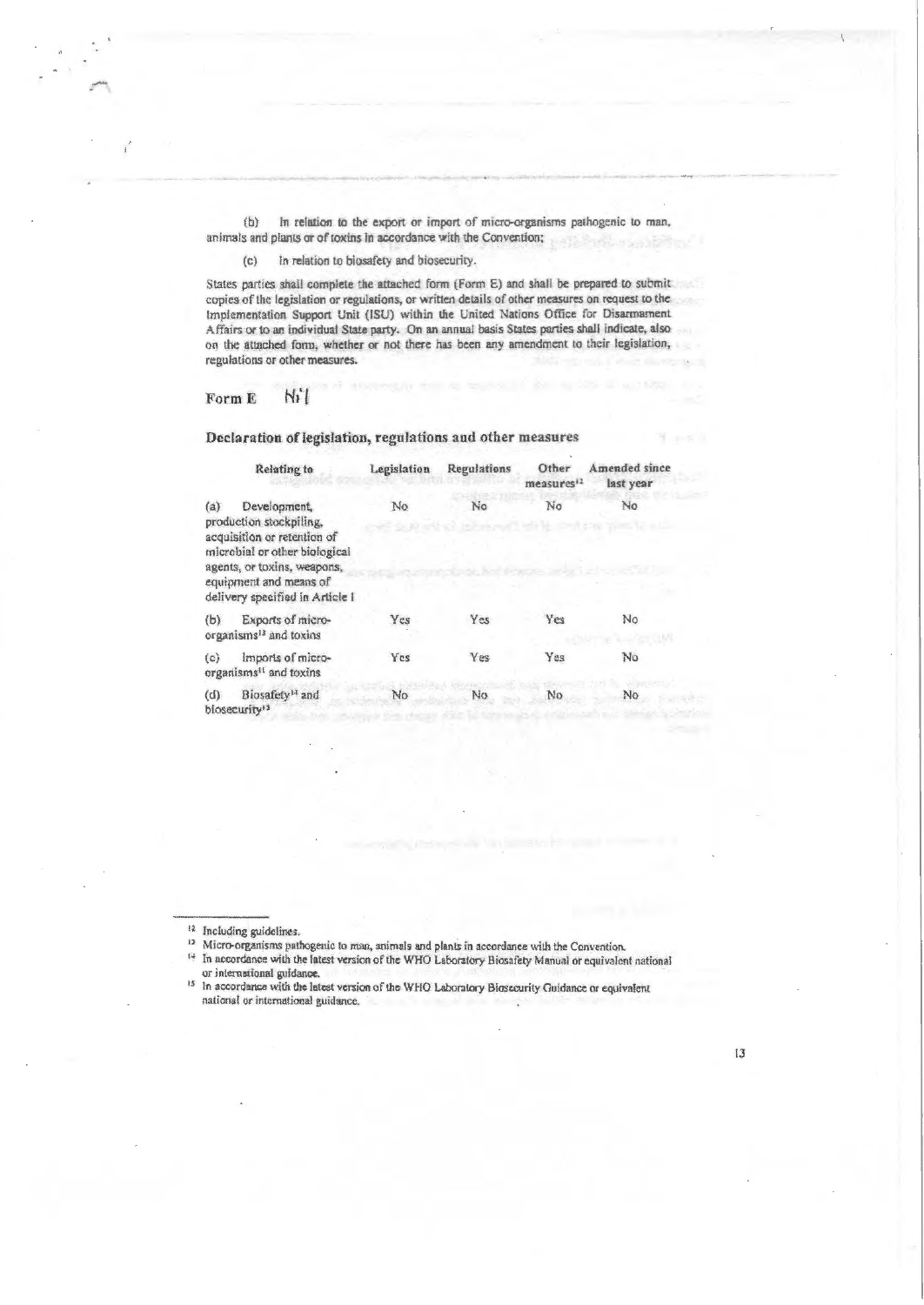(b) In relation to the export or import of micro-organisms pathogenic to man, animals and plants or of toxins in accordance with the Convention;

(c) In relation to biosafety and biosecurity.

States parties shall complete the attached form (Form E) and shall be prepared to submit copies of the legislation or regulations, or written details of other measures on request to the Implementation Support Unit (ISU) within the United Nations Office for Disarmament Affairs or to an individual State party. On an annual basis States parties shall indicate, also on the attached form, whether or not there has been any amendment to their legislation, regulations or other measures.

## Form E Nil

### Declaration of legislation, regulations and other measures

| Relating to | Legislation | Regulations | Other measures[12] | Amended since last year |
|---|---|---|---|---|
| (a) Development, production stockpiling, acquisition or retention of microbial or other biological agents, or toxins, weapons, equipment and means of delivery specified in Article I | No | No | No | No |
| (b) Exports of micro-organisms[13] and toxins | Yes | Yes | Yes | No |
| (c) Imports of micro-organisms[11] and toxins | Yes | Yes | Yes | No |
| (d) Biosafety[14] and biosecurity[15] | No | No | No | No |

[12] Including guidelines.

[13] Micro-organisms pathogenic to man, animals and plants in accordance with the Convention.

[14] In accordance with the latest version of the WHO Laboratory Biosafety Manual or equivalent national or international guidance.

[15] In accordance with the latest version of the WHO Laboratory Biosecurity Guidance or equivalent national or international guidance.